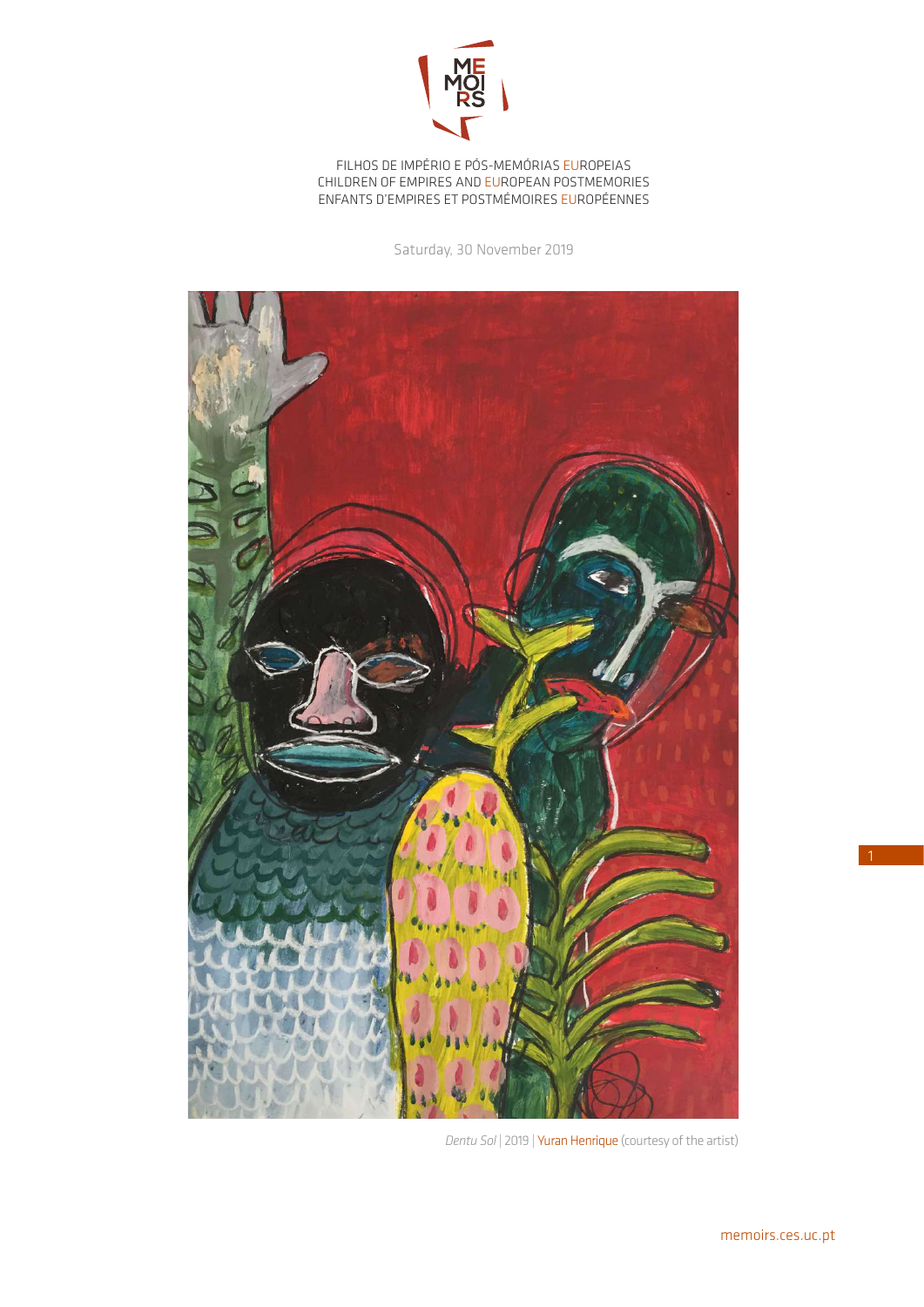FILHOS DE IMPÉRIO E PÓS-MEMÓRIAS EUROPEIAS
CHILDREN OF EMPIRES AND EUROPEAN POSTMEMORIES
ENFANTS D'EMPIRES ET POSTMÉMOIRES EUROPÉENNES

Saturday, 30 November 2019

*Dentu Sol* | 2019 | Yuran Henrique (courtesy of the artist)

memoirs.ces.uc.pt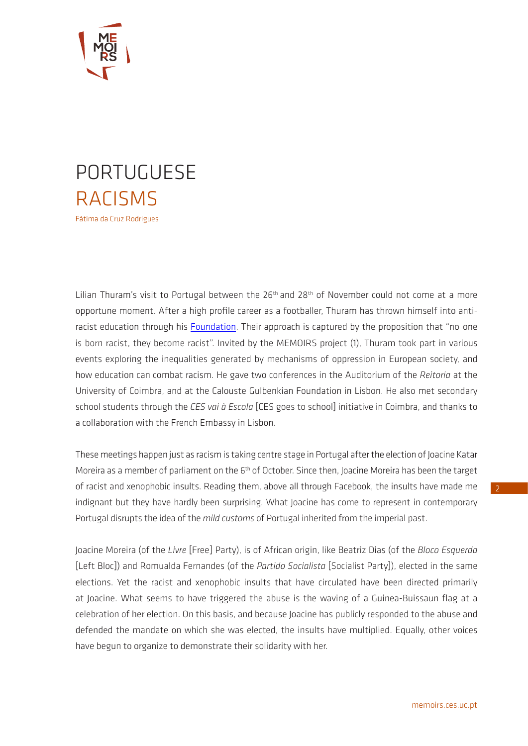# PORTUGUESE RACISMS

Fátima da Cruz Rodrigues

Lilian Thuram's visit to Portugal between the 26th and 28th of November could not come at a more opportune moment. After a high profile career as a footballer, Thuram has thrown himself into anti-racist education through his Foundation. Their approach is captured by the proposition that "no-one is born racist, they become racist". Invited by the MEMOIRS project (1), Thuram took part in various events exploring the inequalities generated by mechanisms of oppression in European society, and how education can combat racism. He gave two conferences in the Auditorium of the *Reitoria* at the University of Coimbra, and at the Calouste Gulbenkian Foundation in Lisbon. He also met secondary school students through the *CES vai à Escola* [CES goes to school] initiative in Coimbra, and thanks to a collaboration with the French Embassy in Lisbon.

These meetings happen just as racism is taking centre stage in Portugal after the election of Joacine Katar Moreira as a member of parliament on the 6th of October. Since then, Joacine Moreira has been the target of racist and xenophobic insults. Reading them, above all through Facebook, the insults have made me indignant but they have hardly been surprising. What Joacine has come to represent in contemporary Portugal disrupts the idea of the *mild customs* of Portugal inherited from the imperial past.

Joacine Moreira (of the *Livre* [Free] Party), is of African origin, like Beatriz Dias (of the *Bloco Esquerda* [Left Bloc]) and Romualda Fernandes (of the *Partido Socialista* [Socialist Party]), elected in the same elections. Yet the racist and xenophobic insults that have circulated have been directed primarily at Joacine. What seems to have triggered the abuse is the waving of a Guinea-Buissaun flag at a celebration of her election. On this basis, and because Joacine has publicly responded to the abuse and defended the mandate on which she was elected, the insults have multiplied. Equally, other voices have begun to organize to demonstrate their solidarity with her.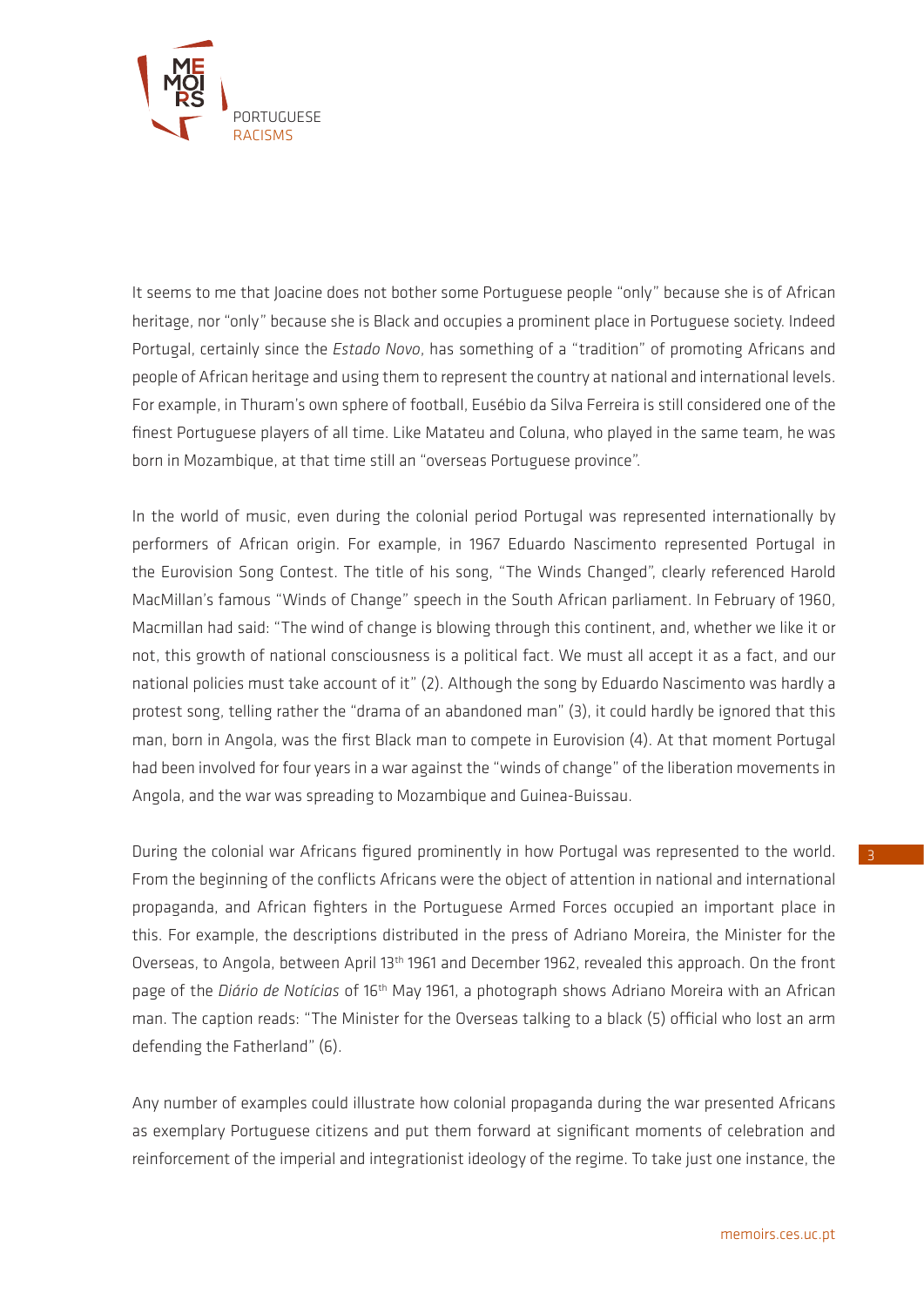It seems to me that Joacine does not bother some Portuguese people "only" because she is of African heritage, nor "only" because she is Black and occupies a prominent place in Portuguese society. Indeed Portugal, certainly since the *Estado Novo*, has something of a "tradition" of promoting Africans and people of African heritage and using them to represent the country at national and international levels. For example, in Thuram's own sphere of football, Eusébio da Silva Ferreira is still considered one of the finest Portuguese players of all time. Like Matateu and Coluna, who played in the same team, he was born in Mozambique, at that time still an "overseas Portuguese province".

In the world of music, even during the colonial period Portugal was represented internationally by performers of African origin. For example, in 1967 Eduardo Nascimento represented Portugal in the Eurovision Song Contest. The title of his song, "The Winds Changed", clearly referenced Harold MacMillan's famous "Winds of Change" speech in the South African parliament. In February of 1960, Macmillan had said: "The wind of change is blowing through this continent, and, whether we like it or not, this growth of national consciousness is a political fact. We must all accept it as a fact, and our national policies must take account of it" (2). Although the song by Eduardo Nascimento was hardly a protest song, telling rather the "drama of an abandoned man" (3), it could hardly be ignored that this man, born in Angola, was the first Black man to compete in Eurovision (4). At that moment Portugal had been involved for four years in a war against the "winds of change" of the liberation movements in Angola, and the war was spreading to Mozambique and Guinea-Buissau.

During the colonial war Africans figured prominently in how Portugal was represented to the world. From the beginning of the conflicts Africans were the object of attention in national and international propaganda, and African fighters in the Portuguese Armed Forces occupied an important place in this. For example, the descriptions distributed in the press of Adriano Moreira, the Minister for the Overseas, to Angola, between April 13th 1961 and December 1962, revealed this approach. On the front page of the *Diário de Notícias* of 16th May 1961, a photograph shows Adriano Moreira with an African man. The caption reads: "The Minister for the Overseas talking to a black (5) official who lost an arm defending the Fatherland" (6).

Any number of examples could illustrate how colonial propaganda during the war presented Africans as exemplary Portuguese citizens and put them forward at significant moments of celebration and reinforcement of the imperial and integrationist ideology of the regime. To take just one instance, the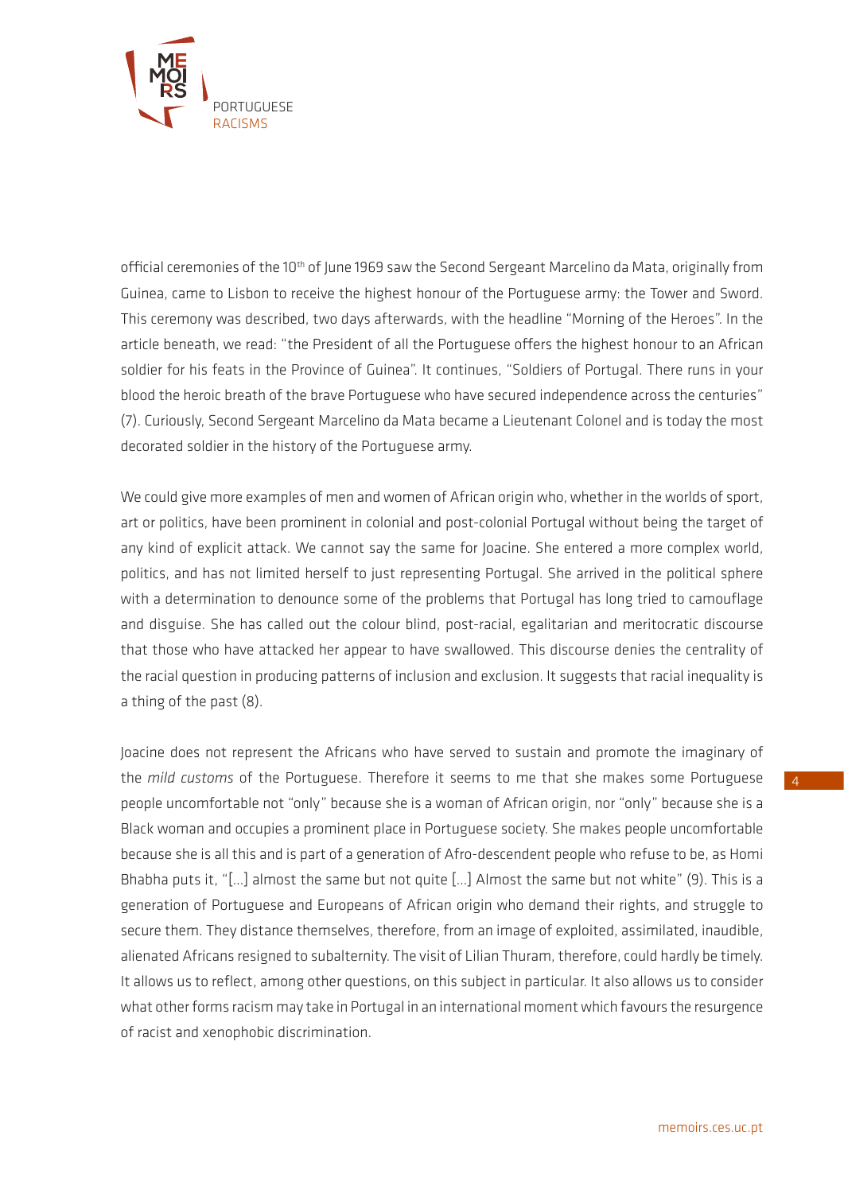official ceremonies of the 10th of June 1969 saw the Second Sergeant Marcelino da Mata, originally from Guinea, came to Lisbon to receive the highest honour of the Portuguese army: the Tower and Sword. This ceremony was described, two days afterwards, with the headline "Morning of the Heroes". In the article beneath, we read: "the President of all the Portuguese offers the highest honour to an African soldier for his feats in the Province of Guinea". It continues, "Soldiers of Portugal. There runs in your blood the heroic breath of the brave Portuguese who have secured independence across the centuries" (7). Curiously, Second Sergeant Marcelino da Mata became a Lieutenant Colonel and is today the most decorated soldier in the history of the Portuguese army.

We could give more examples of men and women of African origin who, whether in the worlds of sport, art or politics, have been prominent in colonial and post-colonial Portugal without being the target of any kind of explicit attack. We cannot say the same for Joacine. She entered a more complex world, politics, and has not limited herself to just representing Portugal. She arrived in the political sphere with a determination to denounce some of the problems that Portugal has long tried to camouflage and disguise. She has called out the colour blind, post-racial, egalitarian and meritocratic discourse that those who have attacked her appear to have swallowed. This discourse denies the centrality of the racial question in producing patterns of inclusion and exclusion. It suggests that racial inequality is a thing of the past (8).

Joacine does not represent the Africans who have served to sustain and promote the imaginary of the *mild customs* of the Portuguese. Therefore it seems to me that she makes some Portuguese people uncomfortable not "only" because she is a woman of African origin, nor "only" because she is a Black woman and occupies a prominent place in Portuguese society. She makes people uncomfortable because she is all this and is part of a generation of Afro-descendent people who refuse to be, as Homi Bhabha puts it, "[…] almost the same but not quite […] Almost the same but not white" (9). This is a generation of Portuguese and Europeans of African origin who demand their rights, and struggle to secure them. They distance themselves, therefore, from an image of exploited, assimilated, inaudible, alienated Africans resigned to subalternity. The visit of Lilian Thuram, therefore, could hardly be timely. It allows us to reflect, among other questions, on this subject in particular. It also allows us to consider what other forms racism may take in Portugal in an international moment which favours the resurgence of racist and xenophobic discrimination.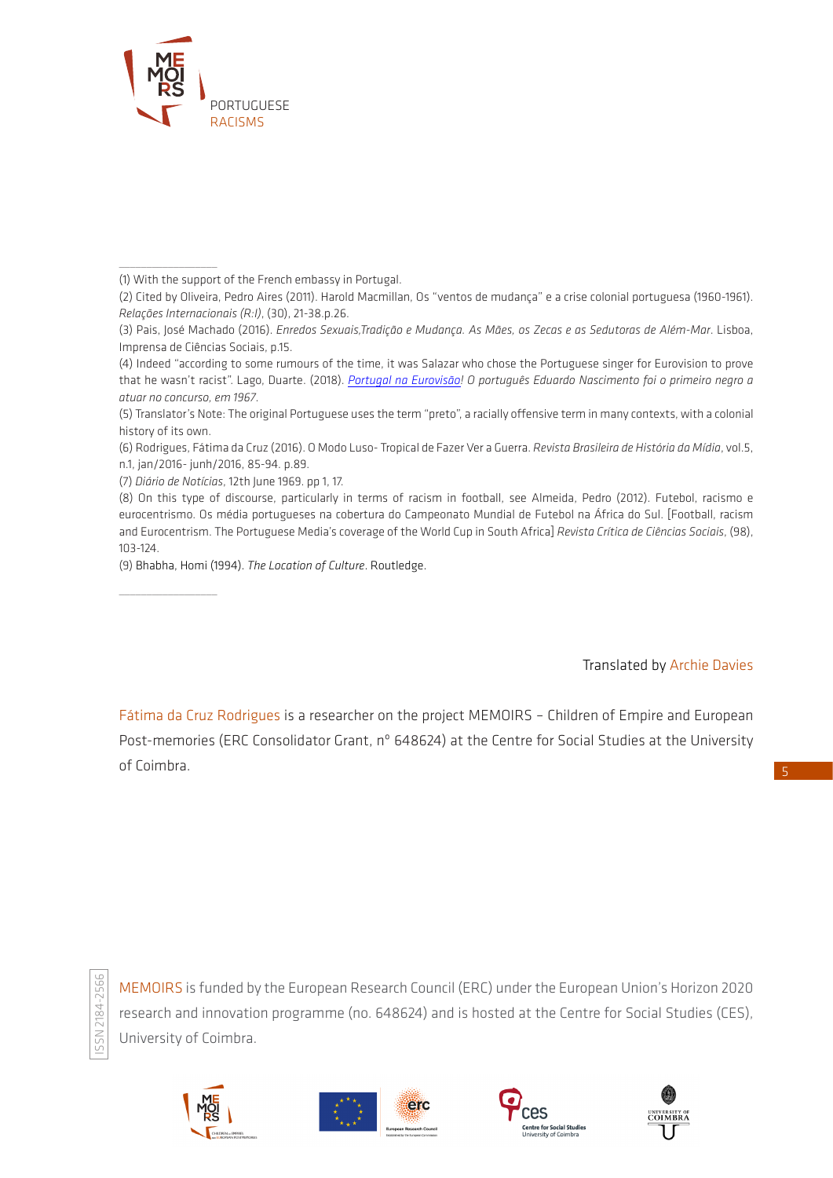(1) With the support of the French embassy in Portugal.

(2) Cited by Oliveira, Pedro Aires (2011). Harold Macmillan, Os "ventos de mudança" e a crise colonial portuguesa (1960-1961). *Relações Internacionais (R:I)*, (30), 21-38.p.26.

(3) Pais, José Machado (2016). *Enredos Sexuais,Tradição e Mudança. As Mães, os Zecas e as Sedutoras de Além-Mar*. Lisboa, Imprensa de Ciências Sociais, p.15.

(4) Indeed "according to some rumours of the time, it was Salazar who chose the Portuguese singer for Eurovision to prove that he wasn't racist". Lago, Duarte. (2018). *Portugal na Eurovisão! O português Eduardo Nascimento foi o primeiro negro a atuar no concurso, em 1967*.

(5) Translator's Note: The original Portuguese uses the term "preto", a racially offensive term in many contexts, with a colonial history of its own.

(6) Rodrigues, Fátima da Cruz (2016). O Modo Luso- Tropical de Fazer Ver a Guerra. *Revista Brasileira de História da Mídia*, vol.5, n.1, jan/2016- junh/2016, 85-94. p.89.

(7) *Diário de Notícias*, 12th June 1969. pp 1, 17.

(8) On this type of discourse, particularly in terms of racism in football, see Almeida, Pedro (2012). Futebol, racismo e eurocentrismo. Os média portugueses na cobertura do Campeonato Mundial de Futebol na África do Sul. [Football, racism and Eurocentrism. The Portuguese Media's coverage of the World Cup in South Africa] *Revista Crítica de Ciências Sociais*, (98), 103-124.

(9) Bhabha, Homi (1994). *The Location of Culture*. Routledge.

Translated by Archie Davies

Fátima da Cruz Rodrigues is a researcher on the project MEMOIRS – Children of Empire and European Post-memories (ERC Consolidator Grant, nº 648624) at the Centre for Social Studies at the University of Coimbra.

MEMOIRS is funded by the European Research Council (ERC) under the European Union's Horizon 2020 research and innovation programme (no. 648624) and is hosted at the Centre for Social Studies (CES), University of Coimbra.